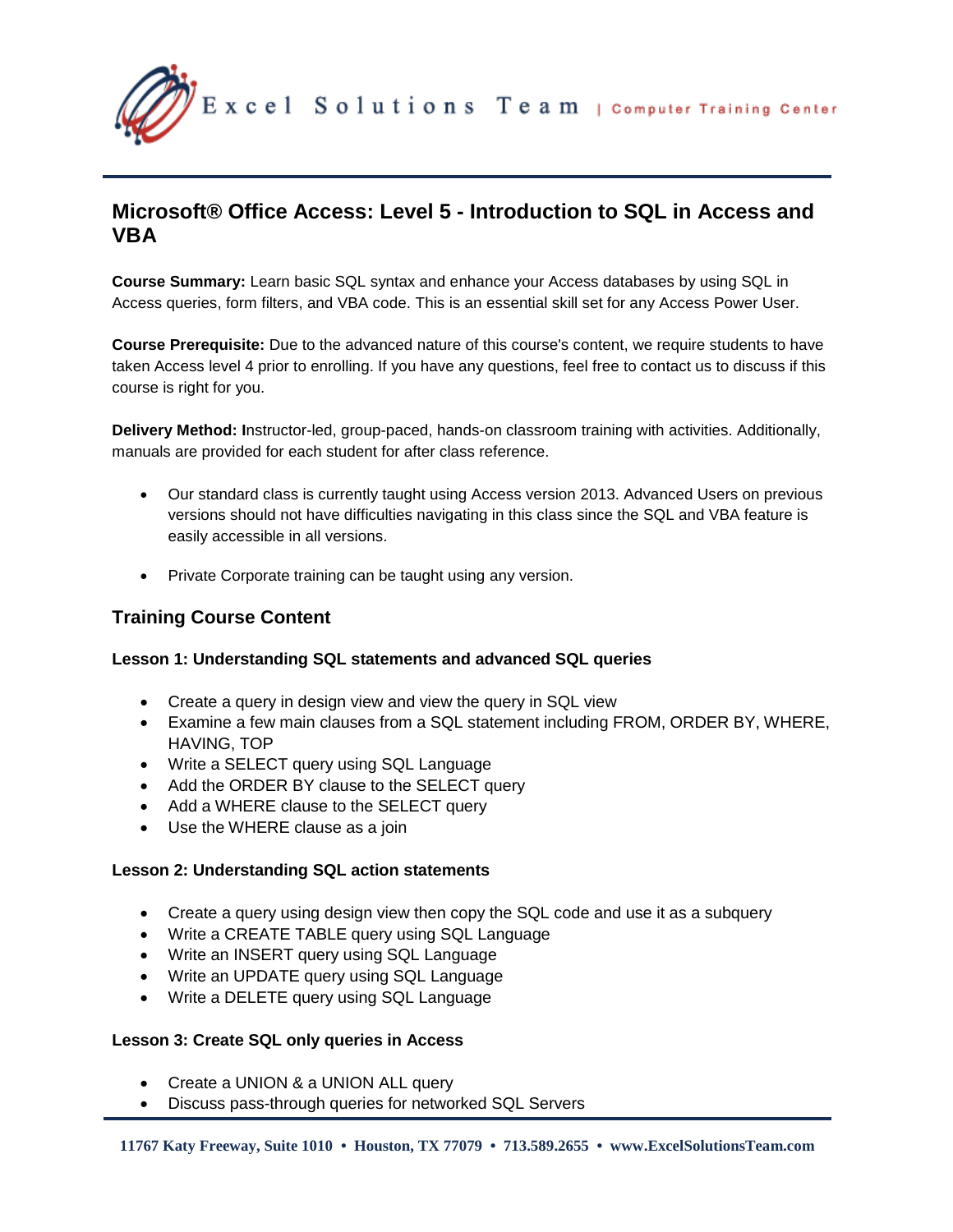# Microsoft® Office Access: Level 5 - Introduction to SQL in Access and VBA

**Course Summary:** Learn basic SQL syntax and enhance your Access databases by using SQL in Access queries, form filters, and VBA code. This is an essential skill set for any Access Power User.

**Course Prerequisite:** Due to the advanced nature of this course's content, we require students to have taken Access level 4 prior to enrolling. If you have any questions, feel free to contact us to discuss if this course is right for you.

**Delivery Method: I**nstructor-led, group-paced, hands-on classroom training with activities. Additionally, manuals are provided for each student for after class reference.

- Our standard class is currently taught using Access version 2013. Advanced Users on previous versions should not have difficulties navigating in this class since the SQL and VBA feature is easily accessible in all versions.
- Private Corporate training can be taught using any version.

## Training Course Content

**Lesson 1: Understanding SQL statements and advanced SQL queries**

- Create a query in design view and view the query in SQL view
- Examine a few main clauses from a SQL statement including FROM, ORDER BY, WHERE, HAVING, TOP
- Write a SELECT query using SQL Language
- Add the ORDER BY clause to the SELECT query
- Add a WHERE clause to the SELECT query
- Use the WHERE clause as a join

**Lesson 2: Understanding SQL action statements**

- Create a query using design view then copy the SQL code and use it as a subquery
- Write a CREATE TABLE query using SQL Language
- Write an INSERT query using SQL Language
- Write an UPDATE query using SQL Language
- Write a DELETE query using SQL Language

**Lesson 3: Create SQL only queries in Access**

- Create a UNION & a UNION ALL query
- Discuss pass-through queries for networked SQL Servers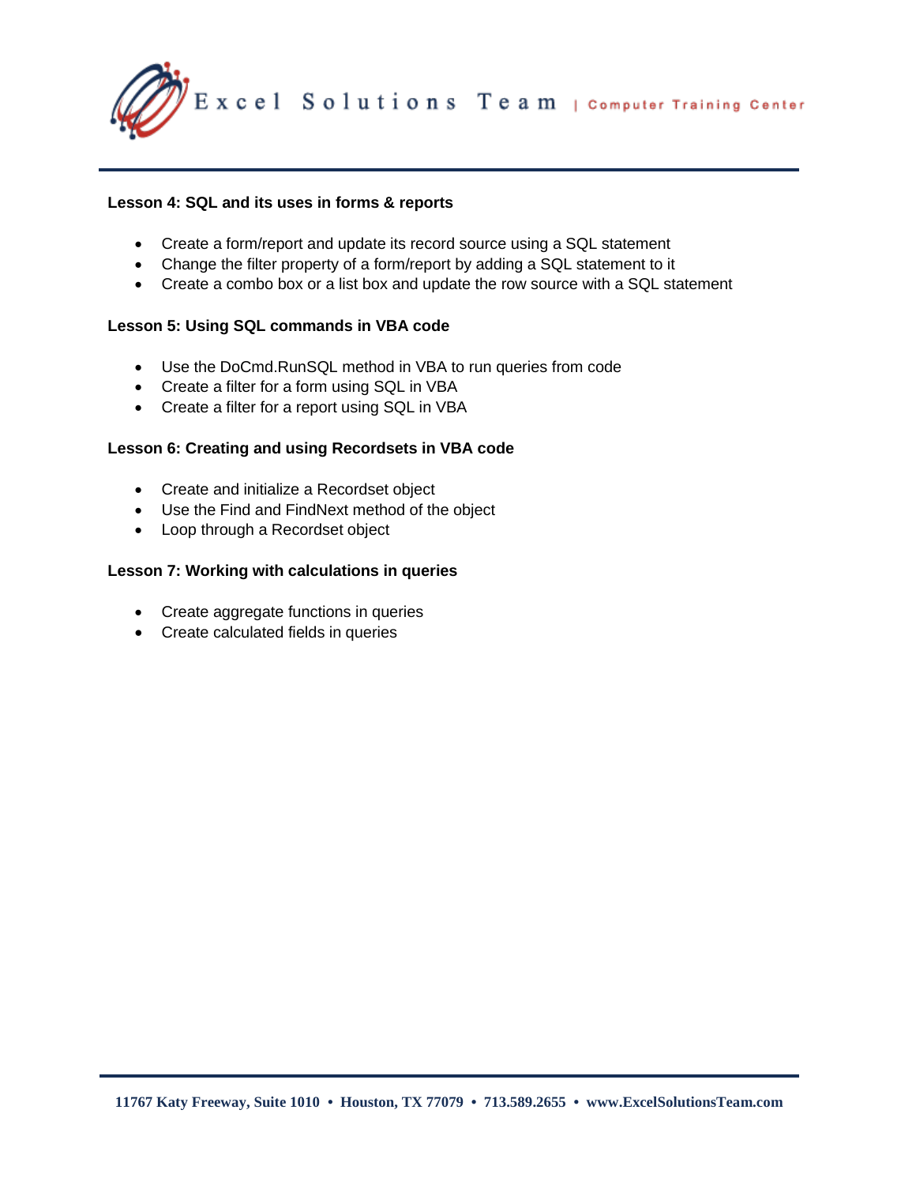**Lesson 4: SQL and its uses in forms & reports**

- Create a form/report and update its record source using a SQL statement
- Change the filter property of a form/report by adding a SQL statement to it
- Create a combo box or a list box and update the row source with a SQL statement

**Lesson 5: Using SQL commands in VBA code**

- Use the DoCmd.RunSQL method in VBA to run queries from code
- Create a filter for a form using SQL in VBA
- Create a filter for a report using SQL in VBA

**Lesson 6: Creating and using Recordsets in VBA code**

- Create and initialize a Recordset object
- Use the Find and FindNext method of the object
- Loop through a Recordset object

**Lesson 7: Working with calculations in queries**

- Create aggregate functions in queries
- Create calculated fields in queries